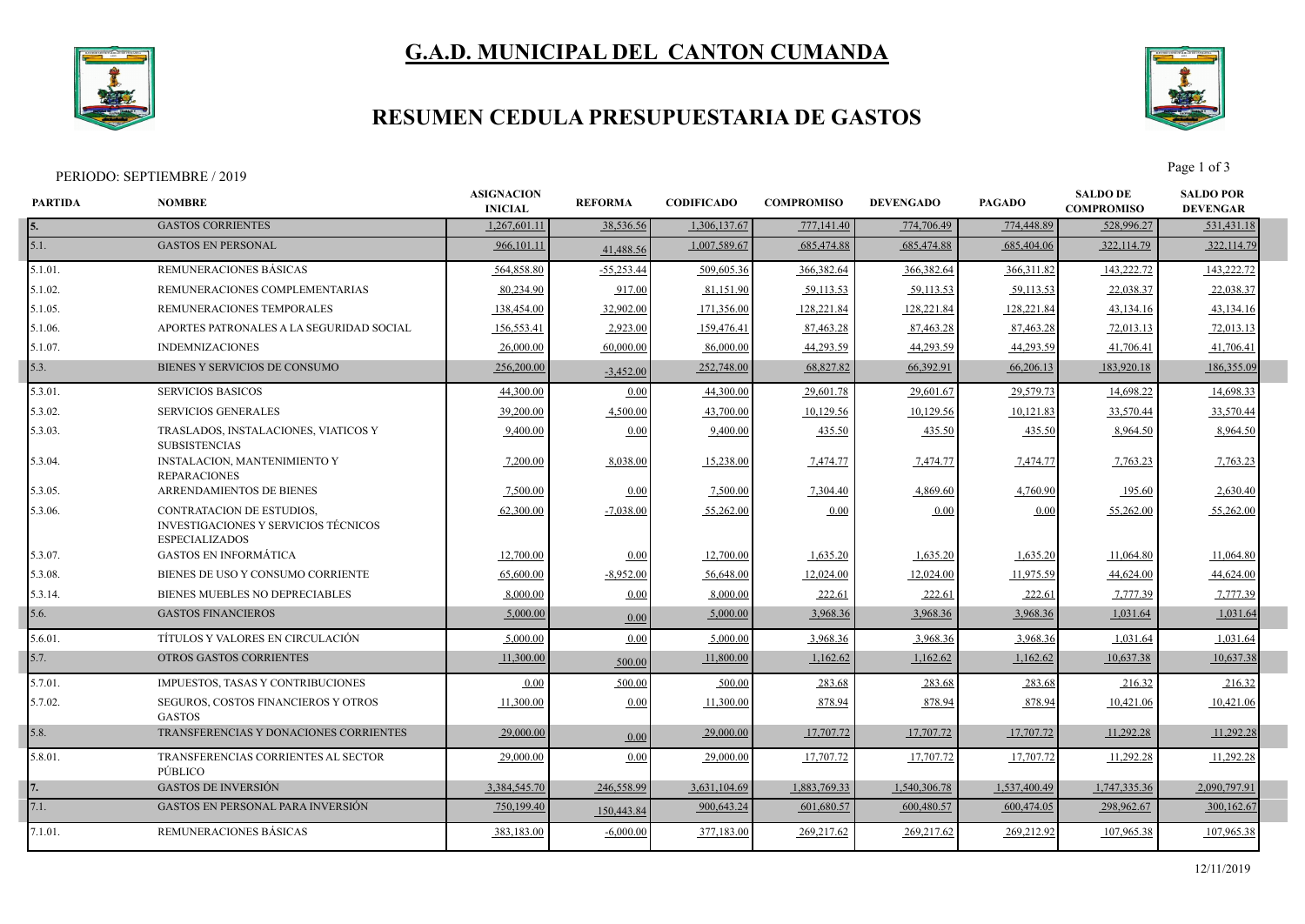# G.A.D. MUNICIPAL DEL CANTON CUMANDA

## RESUMEN CEDULA PRESUPUESTARIA DE GASTOS

PERIODO: SEPTIEMBRE / 2019

| PARTIDA | NOMBRE | ASIGNACION INICIAL | REFORMA | CODIFICADO | COMPROMISO | DEVENGADO | PAGADO | SALDO DE COMPROMISO | SALDO POR DEVENGAR |
|---|---|---|---|---|---|---|---|---|---|
| 5. | GASTOS CORRIENTES | 1,267,601.11 | 38,536.56 | 1,306,137.67 | 777,141.40 | 774,706.49 | 774,448.89 | 528,996.27 | 531,431.18 |
| 5.1. | GASTOS EN PERSONAL | 966,101.11 | 41,488.56 | 1,007,589.67 | 685,474.88 | 685,474.88 | 685,404.06 | 322,114.79 | 322,114.79 |
| 5.1.01. | REMUNERACIONES BÁSICAS | 564,858.80 | -55,253.44 | 509,605.36 | 366,382.64 | 366,382.64 | 366,311.82 | 143,222.72 | 143,222.72 |
| 5.1.02. | REMUNERACIONES COMPLEMENTARIAS | 80,234.90 | 917.00 | 81,151.90 | 59,113.53 | 59,113.53 | 59,113.53 | 22,038.37 | 22,038.37 |
| 5.1.05. | REMUNERACIONES TEMPORALES | 138,454.00 | 32,902.00 | 171,356.00 | 128,221.84 | 128,221.84 | 128,221.84 | 43,134.16 | 43,134.16 |
| 5.1.06. | APORTES PATRONALES A LA SEGURIDAD SOCIAL | 156,553.41 | 2,923.00 | 159,476.41 | 87,463.28 | 87,463.28 | 87,463.28 | 72,013.13 | 72,013.13 |
| 5.1.07. | INDEMNIZACIONES | 26,000.00 | 60,000.00 | 86,000.00 | 44,293.59 | 44,293.59 | 44,293.59 | 41,706.41 | 41,706.41 |
| 5.3. | BIENES Y SERVICIOS DE CONSUMO | 256,200.00 | -3,452.00 | 252,748.00 | 68,827.82 | 66,392.91 | 66,206.13 | 183,920.18 | 186,355.09 |
| 5.3.01. | SERVICIOS BASICOS | 44,300.00 | 0.00 | 44,300.00 | 29,601.78 | 29,601.67 | 29,579.73 | 14,698.22 | 14,698.33 |
| 5.3.02. | SERVICIOS GENERALES | 39,200.00 | 4,500.00 | 43,700.00 | 10,129.56 | 10,129.56 | 10,121.83 | 33,570.44 | 33,570.44 |
| 5.3.03. | TRASLADOS, INSTALACIONES, VIATICOS Y SUBSISTENCIAS | 9,400.00 | 0.00 | 9,400.00 | 435.50 | 435.50 | 435.50 | 8,964.50 | 8,964.50 |
| 5.3.04. | INSTALACION, MANTENIMIENTO Y REPARACIONES | 7,200.00 | 8,038.00 | 15,238.00 | 7,474.77 | 7,474.77 | 7,474.77 | 7,763.23 | 7,763.23 |
| 5.3.05. | ARRENDAMIENTOS DE BIENES | 7,500.00 | 0.00 | 7,500.00 | 7,304.40 | 4,869.60 | 4,760.90 | 195.60 | 2,630.40 |
| 5.3.06. | CONTRATACION DE ESTUDIOS, INVESTIGACIONES Y SERVICIOS TÉCNICOS ESPECIALIZADOS | 62,300.00 | -7,038.00 | 55,262.00 | 0.00 | 0.00 | 0.00 | 55,262.00 | 55,262.00 |
| 5.3.07. | GASTOS EN INFORMÁTICA | 12,700.00 | 0.00 | 12,700.00 | 1,635.20 | 1,635.20 | 1,635.20 | 11,064.80 | 11,064.80 |
| 5.3.08. | BIENES DE USO Y CONSUMO CORRIENTE | 65,600.00 | -8,952.00 | 56,648.00 | 12,024.00 | 12,024.00 | 11,975.59 | 44,624.00 | 44,624.00 |
| 5.3.14. | BIENES MUEBLES NO DEPRECIABLES | 8,000.00 | 0.00 | 8,000.00 | 222.61 | 222.61 | 222.61 | 7,777.39 | 7,777.39 |
| 5.6. | GASTOS FINANCIEROS | 5,000.00 | 0.00 | 5,000.00 | 3,968.36 | 3,968.36 | 3,968.36 | 1,031.64 | 1,031.64 |
| 5.6.01. | TÍTULOS Y VALORES EN CIRCULACIÓN | 5,000.00 | 0.00 | 5,000.00 | 3,968.36 | 3,968.36 | 3,968.36 | 1,031.64 | 1,031.64 |
| 5.7. | OTROS GASTOS CORRIENTES | 11,300.00 | 500.00 | 11,800.00 | 1,162.62 | 1,162.62 | 1,162.62 | 10,637.38 | 10,637.38 |
| 5.7.01. | IMPUESTOS, TASAS Y CONTRIBUCIONES | 0.00 | 500.00 | 500.00 | 283.68 | 283.68 | 283.68 | 216.32 | 216.32 |
| 5.7.02. | SEGUROS, COSTOS FINANCIEROS Y OTROS GASTOS | 11,300.00 | 0.00 | 11,300.00 | 878.94 | 878.94 | 878.94 | 10,421.06 | 10,421.06 |
| 5.8. | TRANSFERENCIAS Y DONACIONES CORRIENTES | 29,000.00 | 0.00 | 29,000.00 | 17,707.72 | 17,707.72 | 17,707.72 | 11,292.28 | 11,292.28 |
| 5.8.01. | TRANSFERENCIAS CORRIENTES AL SECTOR PÚBLICO | 29,000.00 | 0.00 | 29,000.00 | 17,707.72 | 17,707.72 | 17,707.72 | 11,292.28 | 11,292.28 |
| 7. | GASTOS DE INVERSIÓN | 3,384,545.70 | 246,558.99 | 3,631,104.69 | 1,883,769.33 | 1,540,306.78 | 1,537,400.49 | 1,747,335.36 | 2,090,797.91 |
| 7.1. | GASTOS EN PERSONAL PARA INVERSIÓN | 750,199.40 | 150,443.84 | 900,643.24 | 601,680.57 | 600,480.57 | 600,474.05 | 298,962.67 | 300,162.67 |
| 7.1.01. | REMUNERACIONES BÁSICAS | 383,183.00 | -6,000.00 | 377,183.00 | 269,217.62 | 269,217.62 | 269,212.92 | 107,965.38 | 107,965.38 |

12/11/2019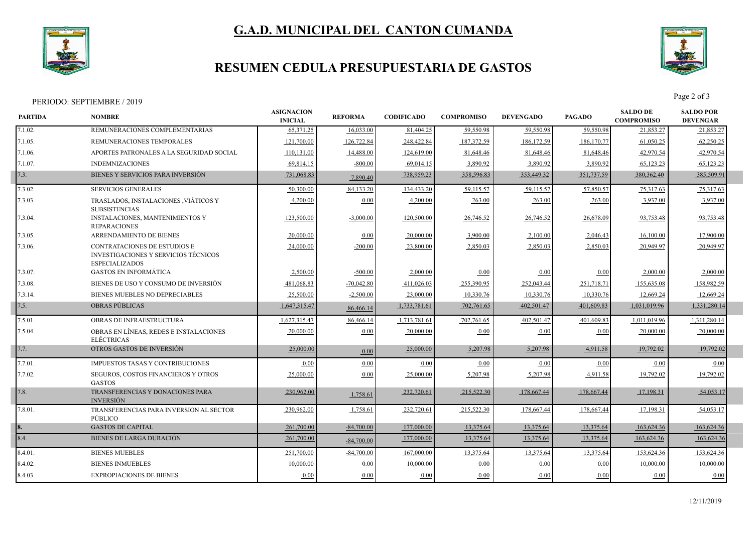# G.A.D. MUNICIPAL DEL CANTON CUMANDA

## RESUMEN CEDULA PRESUPUESTARIA DE GASTOS

PERIODO: SEPTIEMBRE / 2019

| PARTIDA | NOMBRE | ASIGNACION INICIAL | REFORMA | CODIFICADO | COMPROMISO | DEVENGADO | PAGADO | SALDO DE COMPROMISO | SALDO POR DEVENGAR |
|---|---|---|---|---|---|---|---|---|---|
| 7.1.02. | REMUNERACIONES COMPLEMENTARIAS | 65,371.25 | 16,033.00 | 81,404.25 | 59,550.98 | 59,550.98 | 59,550.98 | 21,853.27 | 21,853.27 |
| 7.1.05. | REMUNERACIONES TEMPORALES | 121,700.00 | 126,722.84 | 248,422.84 | 187,372.59 | 186,172.59 | 186,170.77 | 61,050.25 | 62,250.25 |
| 7.1.06. | APORTES PATRONALES A LA SEGURIDAD SOCIAL | 110,131.00 | 14,488.00 | 124,619.00 | 81,648.46 | 81,648.46 | 81,648.46 | 42,970.54 | 42,970.54 |
| 7.1.07. | INDEMNIZACIONES | 69,814.15 | -800.00 | 69,014.15 | 3,890.92 | 3,890.92 | 3,890.92 | 65,123.23 | 65,123.23 |
| 7.3. | BIENES Y SERVICIOS PARA INVERSIÓN | 731,068.83 | 7,890.40 | 738,959.23 | 358,596.83 | 353,449.32 | 351,737.59 | 380,362.40 | 385,509.91 |
| 7.3.02. | SERVICIOS GENERALES | 50,300.00 | 84,133.20 | 134,433.20 | 59,115.57 | 59,115.57 | 57,850.57 | 75,317.63 | 75,317.63 |
| 7.3.03. | TRASLADOS, INSTALACIONES ,VIÁTICOS Y SUBSISTENCIAS | 4,200.00 | 0.00 | 4,200.00 | 263.00 | 263.00 | 263.00 | 3,937.00 | 3,937.00 |
| 7.3.04. | INSTALACIONES, MANTENIMIENTOS Y REPARACIONES | 123,500.00 | -3,000.00 | 120,500.00 | 26,746.52 | 26,746.52 | 26,678.09 | 93,753.48 | 93,753.48 |
| 7.3.05. | ARRENDAMIENTO DE BIENES | 20,000.00 | 0.00 | 20,000.00 | 3,900.00 | 2,100.00 | 2,046.43 | 16,100.00 | 17,900.00 |
| 7.3.06. | CONTRATACIONES DE ESTUDIOS E INVESTIGACIONES Y SERVICIOS TÉCNICOS ESPECIALIZADOS | 24,000.00 | -200.00 | 23,800.00 | 2,850.03 | 2,850.03 | 2,850.03 | 20,949.97 | 20,949.97 |
| 7.3.07. | GASTOS EN INFORMÁTICA | 2,500.00 | -500.00 | 2,000.00 | 0.00 | 0.00 | 0.00 | 2,000.00 | 2,000.00 |
| 7.3.08. | BIENES DE USO Y CONSUMO DE INVERSIÓN | 481,068.83 | -70,042.80 | 411,026.03 | 255,390.95 | 252,043.44 | 251,718.71 | 155,635.08 | 158,982.59 |
| 7.3.14. | BIENES MUEBLES NO DEPRECIABLES | 25,500.00 | -2,500.00 | 23,000.00 | 10,330.76 | 10,330.76 | 10,330.76 | 12,669.24 | 12,669.24 |
| 7.5. | OBRAS PÚBLICAS | 1,647,315.47 | 86,466.14 | 1,733,781.61 | 702,761.65 | 402,501.47 | 401,609.83 | 1,031,019.96 | 1,331,280.14 |
| 7.5.01. | OBRAS DE INFRAESTRUCTURA | 1,627,315.47 | 86,466.14 | 1,713,781.61 | 702,761.65 | 402,501.47 | 401,609.83 | 1,011,019.96 | 1,311,280.14 |
| 7.5.04. | OBRAS EN LÍNEAS, REDES E INSTALACIONES ELÉCTRICAS | 20,000.00 | 0.00 | 20,000.00 | 0.00 | 0.00 | 0.00 | 20,000.00 | 20,000.00 |
| 7.7. | OTROS GASTOS DE INVERSIÓN | 25,000.00 | 0.00 | 25,000.00 | 5,207.98 | 5,207.98 | 4,911.58 | 19,792.02 | 19,792.02 |
| 7.7.01. | IMPUESTOS TASAS Y CONTRIBUCIONES | 0.00 | 0.00 | 0.00 | 0.00 | 0.00 | 0.00 | 0.00 | 0.00 |
| 7.7.02. | SEGUROS, COSTOS FINANCIEROS Y OTROS GASTOS | 25,000.00 | 0.00 | 25,000.00 | 5,207.98 | 5,207.98 | 4,911.58 | 19,792.02 | 19,792.02 |
| 7.8. | TRANSFERENCIAS Y DONACIONES PARA INVERSIÓN | 230,962.00 | 1,758.61 | 232,720.61 | 215,522.30 | 178,667.44 | 178,667.44 | 17,198.31 | 54,053.17 |
| 7.8.01. | TRANSFERENCIAS PARA INVERSION AL SECTOR PÚBLICO | 230,962.00 | 1,758.61 | 232,720.61 | 215,522.30 | 178,667.44 | 178,667.44 | 17,198.31 | 54,053.17 |
| 8. | GASTOS DE CAPITAL | 261,700.00 | -84,700.00 | 177,000.00 | 13,375.64 | 13,375.64 | 13,375.64 | 163,624.36 | 163,624.36 |
| 8.4. | BIENES DE LARGA DURACIÓN | 261,700.00 | -84,700.00 | 177,000.00 | 13,375.64 | 13,375.64 | 13,375.64 | 163,624.36 | 163,624.36 |
| 8.4.01. | BIENES MUEBLES | 251,700.00 | -84,700.00 | 167,000.00 | 13,375.64 | 13,375.64 | 13,375.64 | 153,624.36 | 153,624.36 |
| 8.4.02. | BIENES INMUEBLES | 10,000.00 | 0.00 | 10,000.00 | 0.00 | 0.00 | 0.00 | 10,000.00 | 10,000.00 |
| 8.4.03. | EXPROPIACIONES DE BIENES | 0.00 | 0.00 | 0.00 | 0.00 | 0.00 | 0.00 | 0.00 | 0.00 |

12/11/2019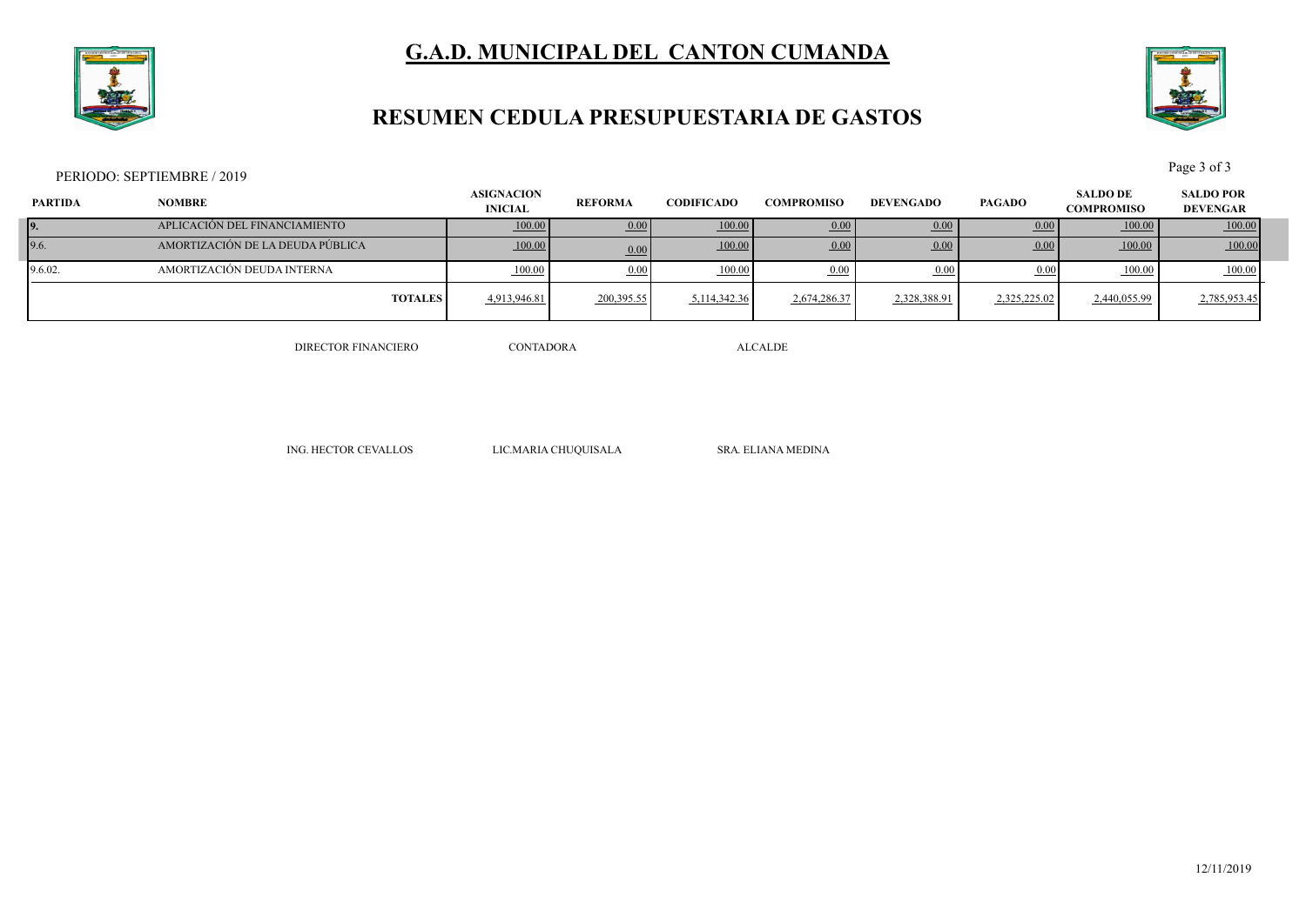# G.A.D. MUNICIPAL DEL CANTON CUMANDA

## RESUMEN CEDULA PRESUPUESTARIA DE GASTOS

PERIODO: SEPTIEMBRE / 2019

| PARTIDA | NOMBRE | ASIGNACION INICIAL | REFORMA | CODIFICADO | COMPROMISO | DEVENGADO | PAGADO | SALDO DE COMPROMISO | SALDO POR DEVENGAR |
|---|---|---|---|---|---|---|---|---|---|
| 9. | APLICACIÓN DEL FINANCIAMIENTO | 100.00 | 0.00 | 100.00 | 0.00 | 0.00 | 0.00 | 100.00 | 100.00 |
| 9.6. | AMORTIZACIÓN DE LA DEUDA PÚBLICA | 100.00 | 0.00 | 100.00 | 0.00 | 0.00 | 0.00 | 100.00 | 100.00 |
| 9.6.02. | AMORTIZACIÓN DEUDA INTERNA | 100.00 | 0.00 | 100.00 | 0.00 | 0.00 | 0.00 | 100.00 | 100.00 |
| | **TOTALES** | 4,913,946.81 | 200,395.55 | 5,114,342.36 | 2,674,286.37 | 2,328,388.91 | 2,325,225.02 | 2,440,055.99 | 2,785,953.45 |

DIRECTOR FINANCIERO — CONTADORA — ALCALDE

ING. HECTOR CEVALLOS — LIC.MARIA CHUQUISALA — SRA. ELIANA MEDINA

12/11/2019